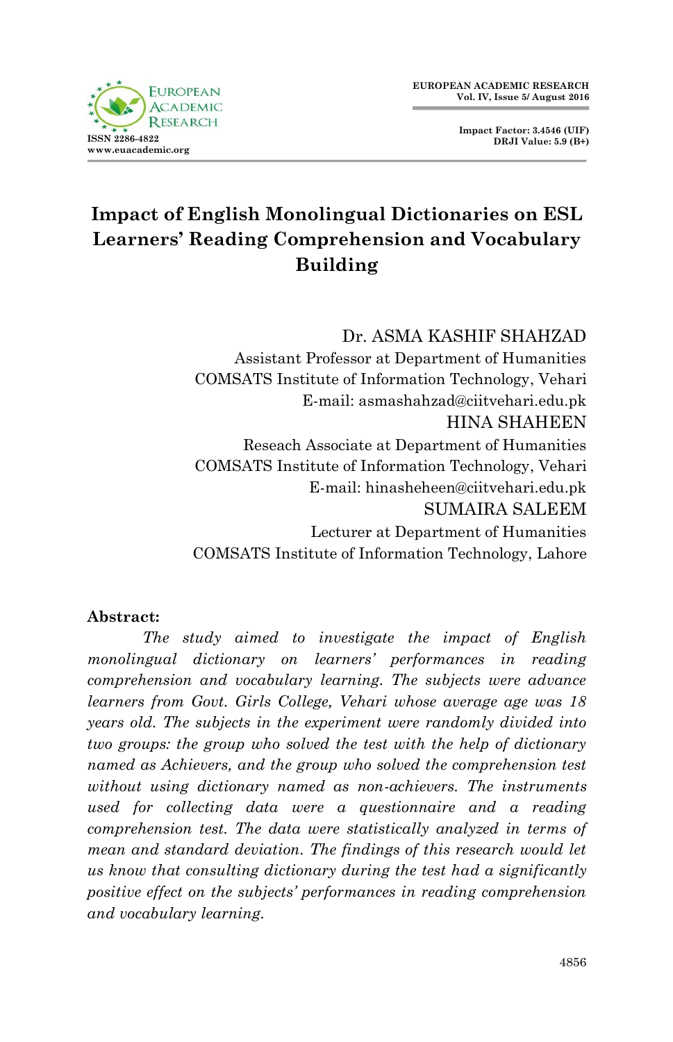# Impact of English Monolingual Dictionaries on ESL Learners' Reading Comprehension and Vocabulary Building

Dr. ASMA KASHIF SHAHZAD
Assistant Professor at Department of Humanities
COMSATS Institute of Information Technology, Vehari
E-mail: asmashahzad@ciitvehari.edu.pk

HINA SHAHEEN
Reseach Associate at Department of Humanities
COMSATS Institute of Information Technology, Vehari
E-mail: hinasheheen@ciitvehari.edu.pk

SUMAIRA SALEEM
Lecturer at Department of Humanities
COMSATS Institute of Information Technology, Lahore

**Abstract:**

*The study aimed to investigate the impact of English monolingual dictionary on learners' performances in reading comprehension and vocabulary learning. The subjects were advance learners from Govt. Girls College, Vehari whose average age was 18 years old. The subjects in the experiment were randomly divided into two groups: the group who solved the test with the help of dictionary named as Achievers, and the group who solved the comprehension test without using dictionary named as non-achievers. The instruments used for collecting data were a questionnaire and a reading comprehension test. The data were statistically analyzed in terms of mean and standard deviation. The findings of this research would let us know that consulting dictionary during the test had a significantly positive effect on the subjects' performances in reading comprehension and vocabulary learning.*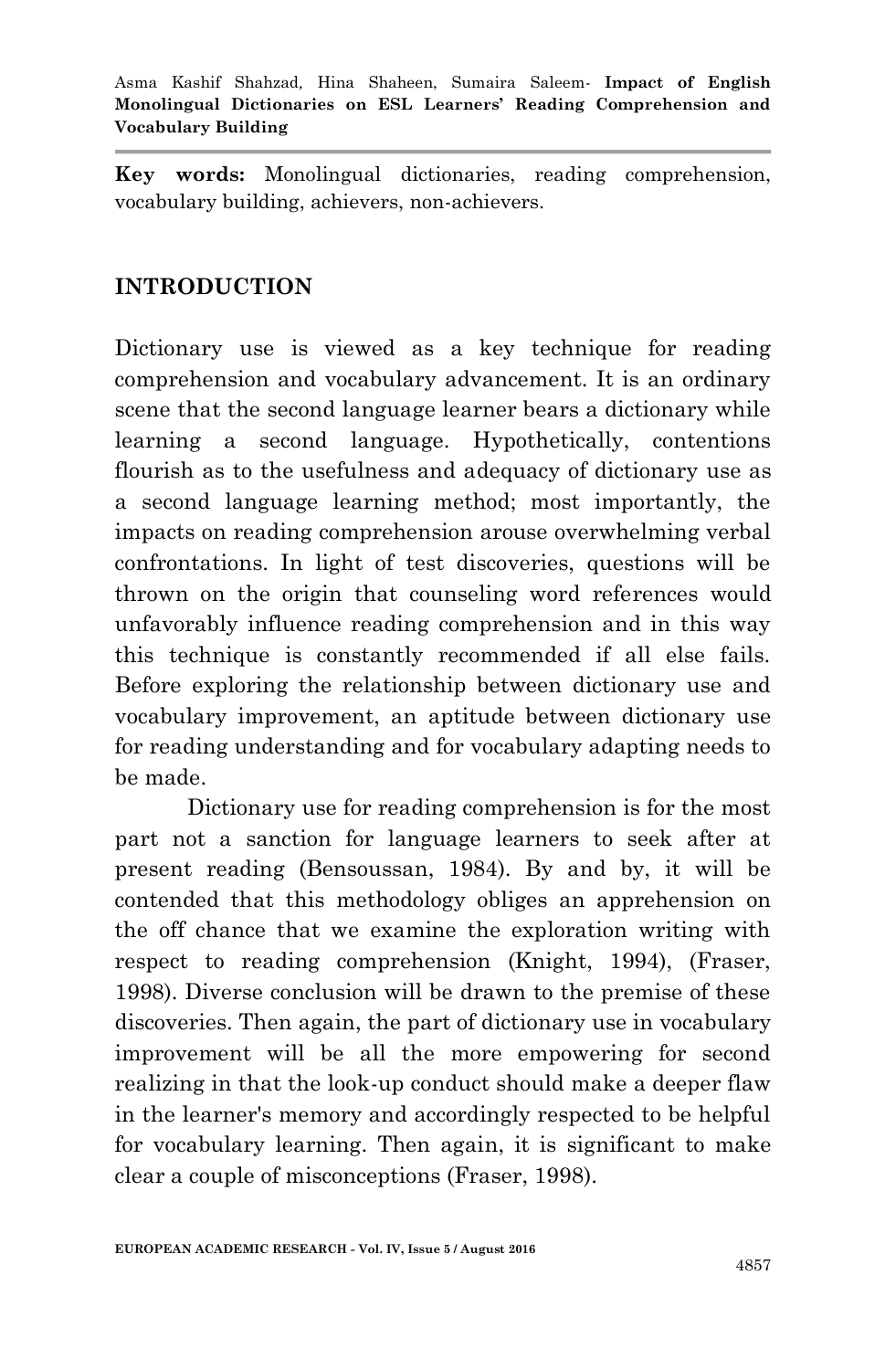**Key words:** Monolingual dictionaries, reading comprehension, vocabulary building, achievers, non-achievers.

## INTRODUCTION

Dictionary use is viewed as a key technique for reading comprehension and vocabulary advancement. It is an ordinary scene that the second language learner bears a dictionary while learning a second language. Hypothetically, contentions flourish as to the usefulness and adequacy of dictionary use as a second language learning method; most importantly, the impacts on reading comprehension arouse overwhelming verbal confrontations. In light of test discoveries, questions will be thrown on the origin that counseling word references would unfavorably influence reading comprehension and in this way this technique is constantly recommended if all else fails. Before exploring the relationship between dictionary use and vocabulary improvement, an aptitude between dictionary use for reading understanding and for vocabulary adapting needs to be made.

Dictionary use for reading comprehension is for the most part not a sanction for language learners to seek after at present reading (Bensoussan, 1984). By and by, it will be contended that this methodology obliges an apprehension on the off chance that we examine the exploration writing with respect to reading comprehension (Knight, 1994), (Fraser, 1998). Diverse conclusion will be drawn to the premise of these discoveries. Then again, the part of dictionary use in vocabulary improvement will be all the more empowering for second realizing in that the look-up conduct should make a deeper flaw in the learner's memory and accordingly respected to be helpful for vocabulary learning. Then again, it is significant to make clear a couple of misconceptions (Fraser, 1998).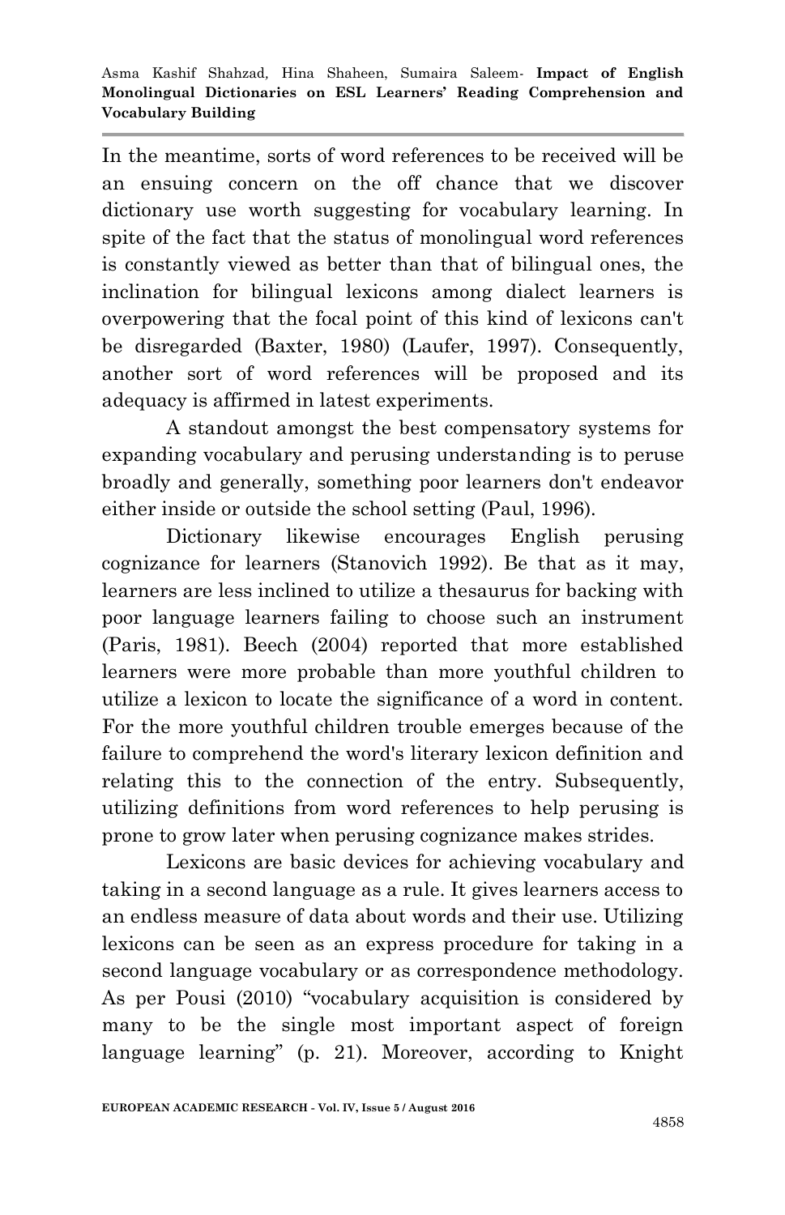In the meantime, sorts of word references to be received will be an ensuing concern on the off chance that we discover dictionary use worth suggesting for vocabulary learning. In spite of the fact that the status of monolingual word references is constantly viewed as better than that of bilingual ones, the inclination for bilingual lexicons among dialect learners is overpowering that the focal point of this kind of lexicons can't be disregarded (Baxter, 1980) (Laufer, 1997). Consequently, another sort of word references will be proposed and its adequacy is affirmed in latest experiments.

A standout amongst the best compensatory systems for expanding vocabulary and perusing understanding is to peruse broadly and generally, something poor learners don't endeavor either inside or outside the school setting (Paul, 1996).

Dictionary likewise encourages English perusing cognizance for learners (Stanovich 1992). Be that as it may, learners are less inclined to utilize a thesaurus for backing with poor language learners failing to choose such an instrument (Paris, 1981). Beech (2004) reported that more established learners were more probable than more youthful children to utilize a lexicon to locate the significance of a word in content. For the more youthful children trouble emerges because of the failure to comprehend the word's literary lexicon definition and relating this to the connection of the entry. Subsequently, utilizing definitions from word references to help perusing is prone to grow later when perusing cognizance makes strides.

Lexicons are basic devices for achieving vocabulary and taking in a second language as a rule. It gives learners access to an endless measure of data about words and their use. Utilizing lexicons can be seen as an express procedure for taking in a second language vocabulary or as correspondence methodology. As per Pousi (2010) "vocabulary acquisition is considered by many to be the single most important aspect of foreign language learning" (p. 21). Moreover, according to Knight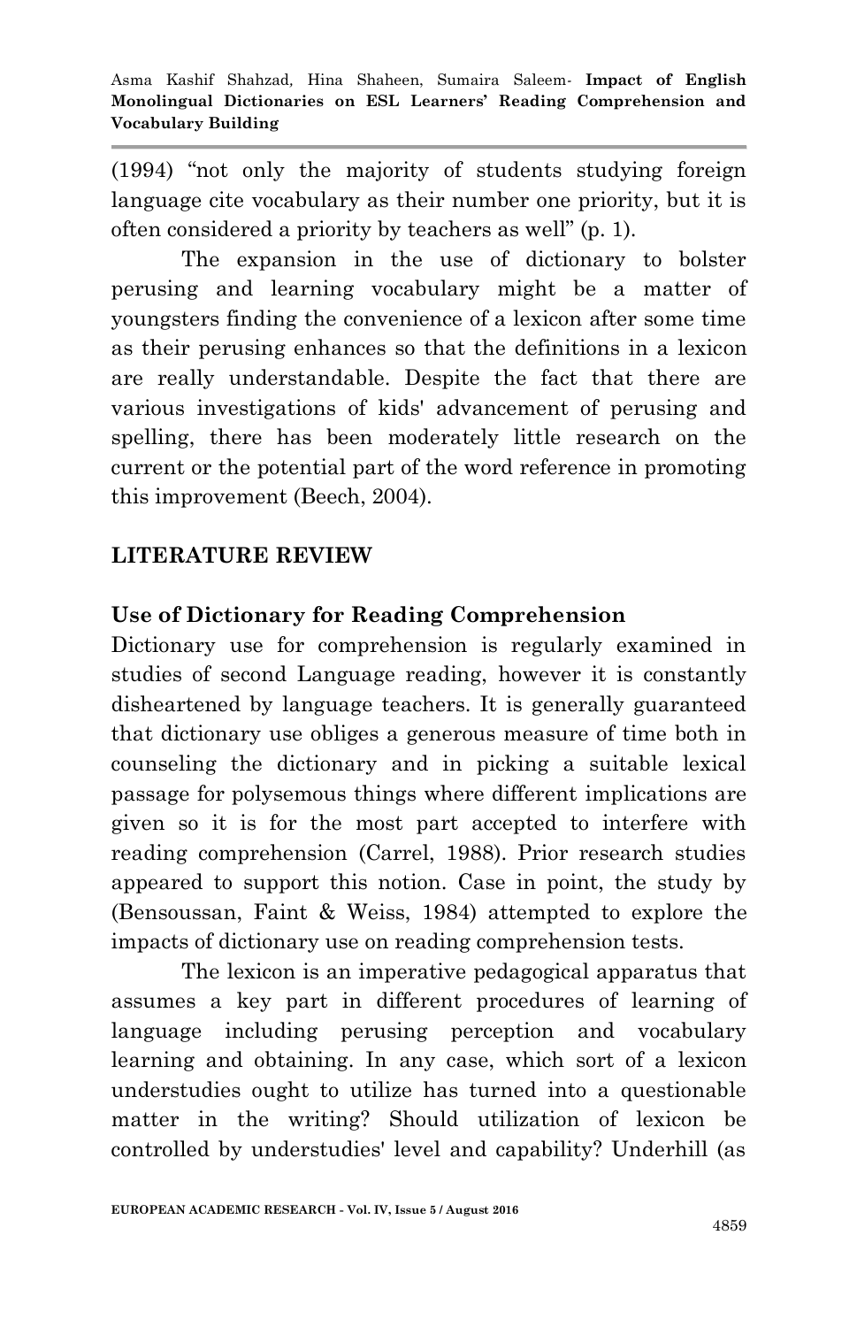(1994) "not only the majority of students studying foreign language cite vocabulary as their number one priority, but it is often considered a priority by teachers as well" (p. 1).

The expansion in the use of dictionary to bolster perusing and learning vocabulary might be a matter of youngsters finding the convenience of a lexicon after some time as their perusing enhances so that the definitions in a lexicon are really understandable. Despite the fact that there are various investigations of kids' advancement of perusing and spelling, there has been moderately little research on the current or the potential part of the word reference in promoting this improvement (Beech, 2004).

## LITERATURE REVIEW

### Use of Dictionary for Reading Comprehension

Dictionary use for comprehension is regularly examined in studies of second Language reading, however it is constantly disheartened by language teachers. It is generally guaranteed that dictionary use obliges a generous measure of time both in counseling the dictionary and in picking a suitable lexical passage for polysemous things where different implications are given so it is for the most part accepted to interfere with reading comprehension (Carrel, 1988). Prior research studies appeared to support this notion. Case in point, the study by (Bensoussan, Faint & Weiss, 1984) attempted to explore the impacts of dictionary use on reading comprehension tests.

The lexicon is an imperative pedagogical apparatus that assumes a key part in different procedures of learning of language including perusing perception and vocabulary learning and obtaining. In any case, which sort of a lexicon understudies ought to utilize has turned into a questionable matter in the writing? Should utilization of lexicon be controlled by understudies' level and capability? Underhill (as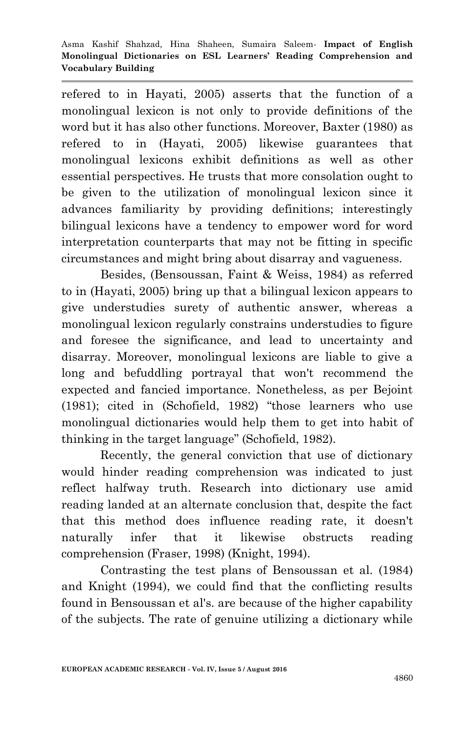refered to in Hayati, 2005) asserts that the function of a monolingual lexicon is not only to provide definitions of the word but it has also other functions. Moreover, Baxter (1980) as refered to in (Hayati, 2005) likewise guarantees that monolingual lexicons exhibit definitions as well as other essential perspectives. He trusts that more consolation ought to be given to the utilization of monolingual lexicon since it advances familiarity by providing definitions; interestingly bilingual lexicons have a tendency to empower word for word interpretation counterparts that may not be fitting in specific circumstances and might bring about disarray and vagueness.

Besides, (Bensoussan, Faint & Weiss, 1984) as referred to in (Hayati, 2005) bring up that a bilingual lexicon appears to give understudies surety of authentic answer, whereas a monolingual lexicon regularly constrains understudies to figure and foresee the significance, and lead to uncertainty and disarray. Moreover, monolingual lexicons are liable to give a long and befuddling portrayal that won't recommend the expected and fancied importance. Nonetheless, as per Bejoint (1981); cited in (Schofield, 1982) "those learners who use monolingual dictionaries would help them to get into habit of thinking in the target language" (Schofield, 1982).

Recently, the general conviction that use of dictionary would hinder reading comprehension was indicated to just reflect halfway truth. Research into dictionary use amid reading landed at an alternate conclusion that, despite the fact that this method does influence reading rate, it doesn't naturally infer that it likewise obstructs reading comprehension (Fraser, 1998) (Knight, 1994).

Contrasting the test plans of Bensoussan et al. (1984) and Knight (1994), we could find that the conflicting results found in Bensoussan et al's. are because of the higher capability of the subjects. The rate of genuine utilizing a dictionary while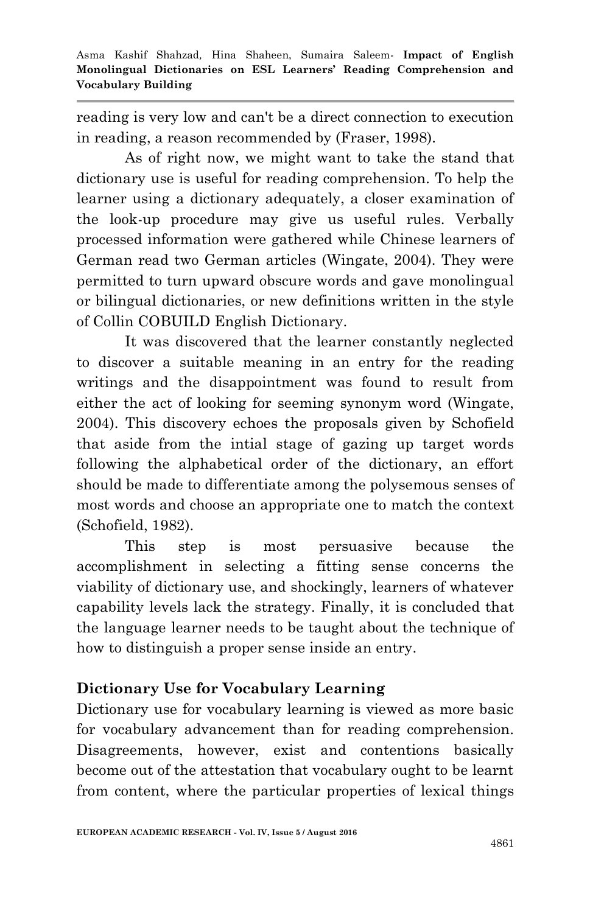reading is very low and can't be a direct connection to execution in reading, a reason recommended by (Fraser, 1998).

As of right now, we might want to take the stand that dictionary use is useful for reading comprehension. To help the learner using a dictionary adequately, a closer examination of the look-up procedure may give us useful rules. Verbally processed information were gathered while Chinese learners of German read two German articles (Wingate, 2004). They were permitted to turn upward obscure words and gave monolingual or bilingual dictionaries, or new definitions written in the style of Collin COBUILD English Dictionary.

It was discovered that the learner constantly neglected to discover a suitable meaning in an entry for the reading writings and the disappointment was found to result from either the act of looking for seeming synonym word (Wingate, 2004). This discovery echoes the proposals given by Schofield that aside from the intial stage of gazing up target words following the alphabetical order of the dictionary, an effort should be made to differentiate among the polysemous senses of most words and choose an appropriate one to match the context (Schofield, 1982).

This step is most persuasive because the accomplishment in selecting a fitting sense concerns the viability of dictionary use, and shockingly, learners of whatever capability levels lack the strategy. Finally, it is concluded that the language learner needs to be taught about the technique of how to distinguish a proper sense inside an entry.

## Dictionary Use for Vocabulary Learning

Dictionary use for vocabulary learning is viewed as more basic for vocabulary advancement than for reading comprehension. Disagreements, however, exist and contentions basically become out of the attestation that vocabulary ought to be learnt from content, where the particular properties of lexical things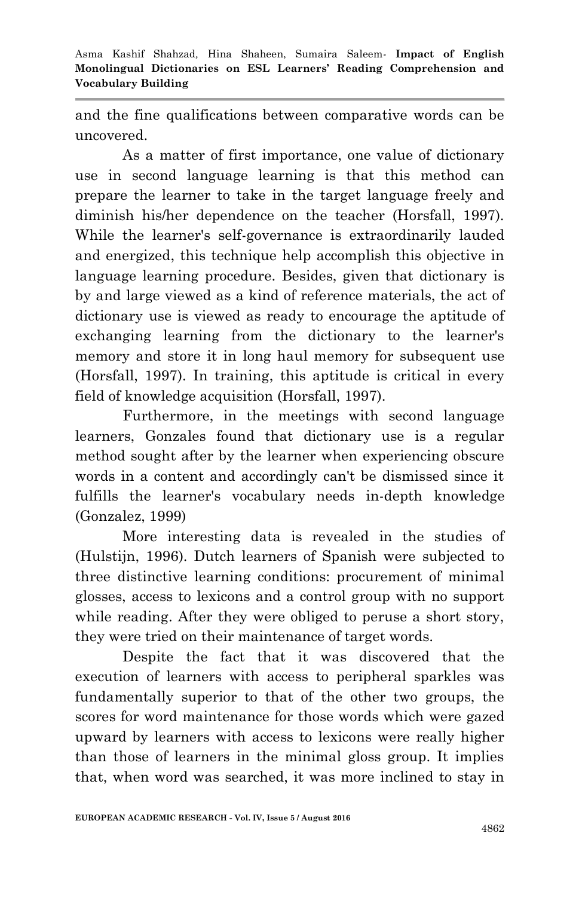and the fine qualifications between comparative words can be uncovered.

As a matter of first importance, one value of dictionary use in second language learning is that this method can prepare the learner to take in the target language freely and diminish his/her dependence on the teacher (Horsfall, 1997). While the learner's self-governance is extraordinarily lauded and energized, this technique help accomplish this objective in language learning procedure. Besides, given that dictionary is by and large viewed as a kind of reference materials, the act of dictionary use is viewed as ready to encourage the aptitude of exchanging learning from the dictionary to the learner's memory and store it in long haul memory for subsequent use (Horsfall, 1997). In training, this aptitude is critical in every field of knowledge acquisition (Horsfall, 1997).

Furthermore, in the meetings with second language learners, Gonzales found that dictionary use is a regular method sought after by the learner when experiencing obscure words in a content and accordingly can't be dismissed since it fulfills the learner's vocabulary needs in-depth knowledge (Gonzalez, 1999)

More interesting data is revealed in the studies of (Hulstijn, 1996). Dutch learners of Spanish were subjected to three distinctive learning conditions: procurement of minimal glosses, access to lexicons and a control group with no support while reading. After they were obliged to peruse a short story, they were tried on their maintenance of target words.

Despite the fact that it was discovered that the execution of learners with access to peripheral sparkles was fundamentally superior to that of the other two groups, the scores for word maintenance for those words which were gazed upward by learners with access to lexicons were really higher than those of learners in the minimal gloss group. It implies that, when word was searched, it was more inclined to stay in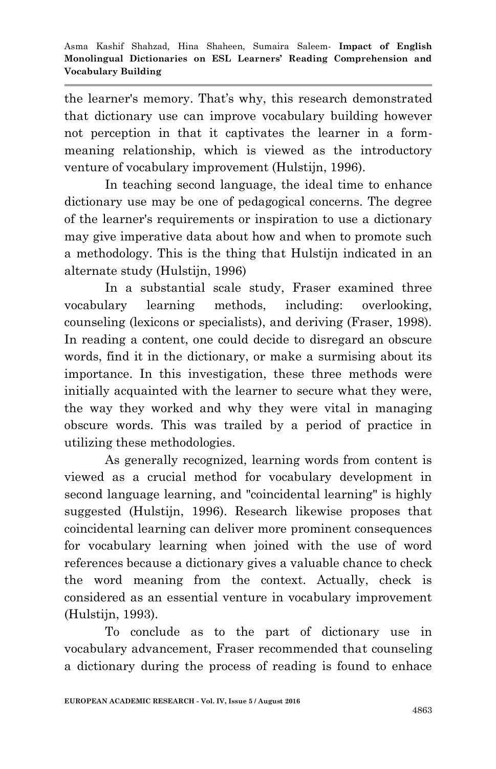the learner's memory. That's why, this research demonstrated that dictionary use can improve vocabulary building however not perception in that it captivates the learner in a form-meaning relationship, which is viewed as the introductory venture of vocabulary improvement (Hulstijn, 1996).

In teaching second language, the ideal time to enhance dictionary use may be one of pedagogical concerns. The degree of the learner's requirements or inspiration to use a dictionary may give imperative data about how and when to promote such a methodology. This is the thing that Hulstijn indicated in an alternate study (Hulstijn, 1996)

In a substantial scale study, Fraser examined three vocabulary learning methods, including: overlooking, counseling (lexicons or specialists), and deriving (Fraser, 1998). In reading a content, one could decide to disregard an obscure words, find it in the dictionary, or make a surmising about its importance. In this investigation, these three methods were initially acquainted with the learner to secure what they were, the way they worked and why they were vital in managing obscure words. This was trailed by a period of practice in utilizing these methodologies.

As generally recognized, learning words from content is viewed as a crucial method for vocabulary development in second language learning, and "coincidental learning" is highly suggested (Hulstijn, 1996). Research likewise proposes that coincidental learning can deliver more prominent consequences for vocabulary learning when joined with the use of word references because a dictionary gives a valuable chance to check the word meaning from the context. Actually, check is considered as an essential venture in vocabulary improvement (Hulstijn, 1993).

To conclude as to the part of dictionary use in vocabulary advancement, Fraser recommended that counseling a dictionary during the process of reading is found to enhace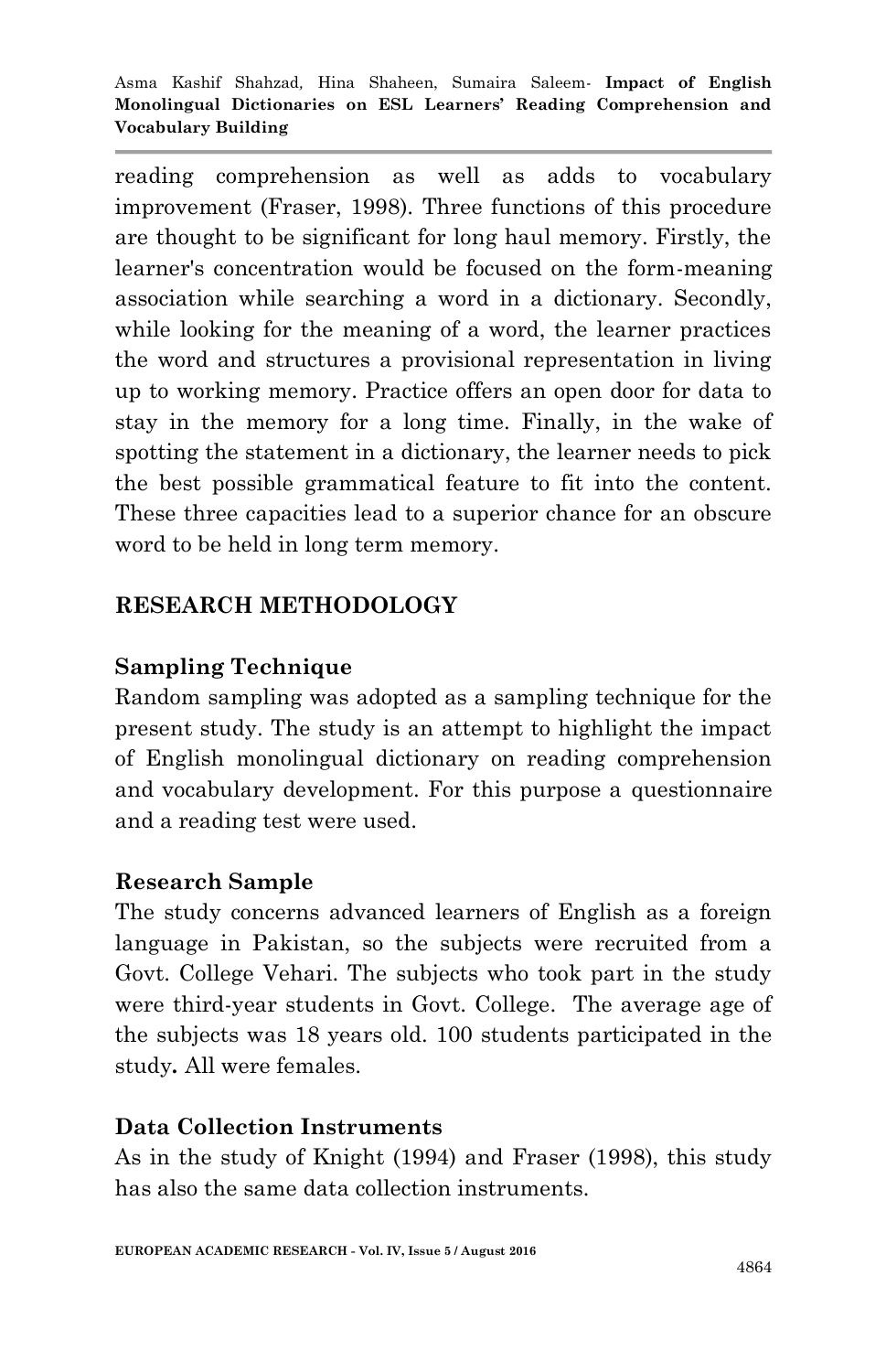reading comprehension as well as adds to vocabulary improvement (Fraser, 1998). Three functions of this procedure are thought to be significant for long haul memory. Firstly, the learner's concentration would be focused on the form-meaning association while searching a word in a dictionary. Secondly, while looking for the meaning of a word, the learner practices the word and structures a provisional representation in living up to working memory. Practice offers an open door for data to stay in the memory for a long time. Finally, in the wake of spotting the statement in a dictionary, the learner needs to pick the best possible grammatical feature to fit into the content. These three capacities lead to a superior chance for an obscure word to be held in long term memory.

## RESEARCH METHODOLOGY

### Sampling Technique

Random sampling was adopted as a sampling technique for the present study. The study is an attempt to highlight the impact of English monolingual dictionary on reading comprehension and vocabulary development. For this purpose a questionnaire and a reading test were used.

### Research Sample

The study concerns advanced learners of English as a foreign language in Pakistan, so the subjects were recruited from a Govt. College Vehari. The subjects who took part in the study were third-year students in Govt. College. The average age of the subjects was 18 years old. 100 students participated in the study**.** All were females.

### Data Collection Instruments

As in the study of Knight (1994) and Fraser (1998), this study has also the same data collection instruments.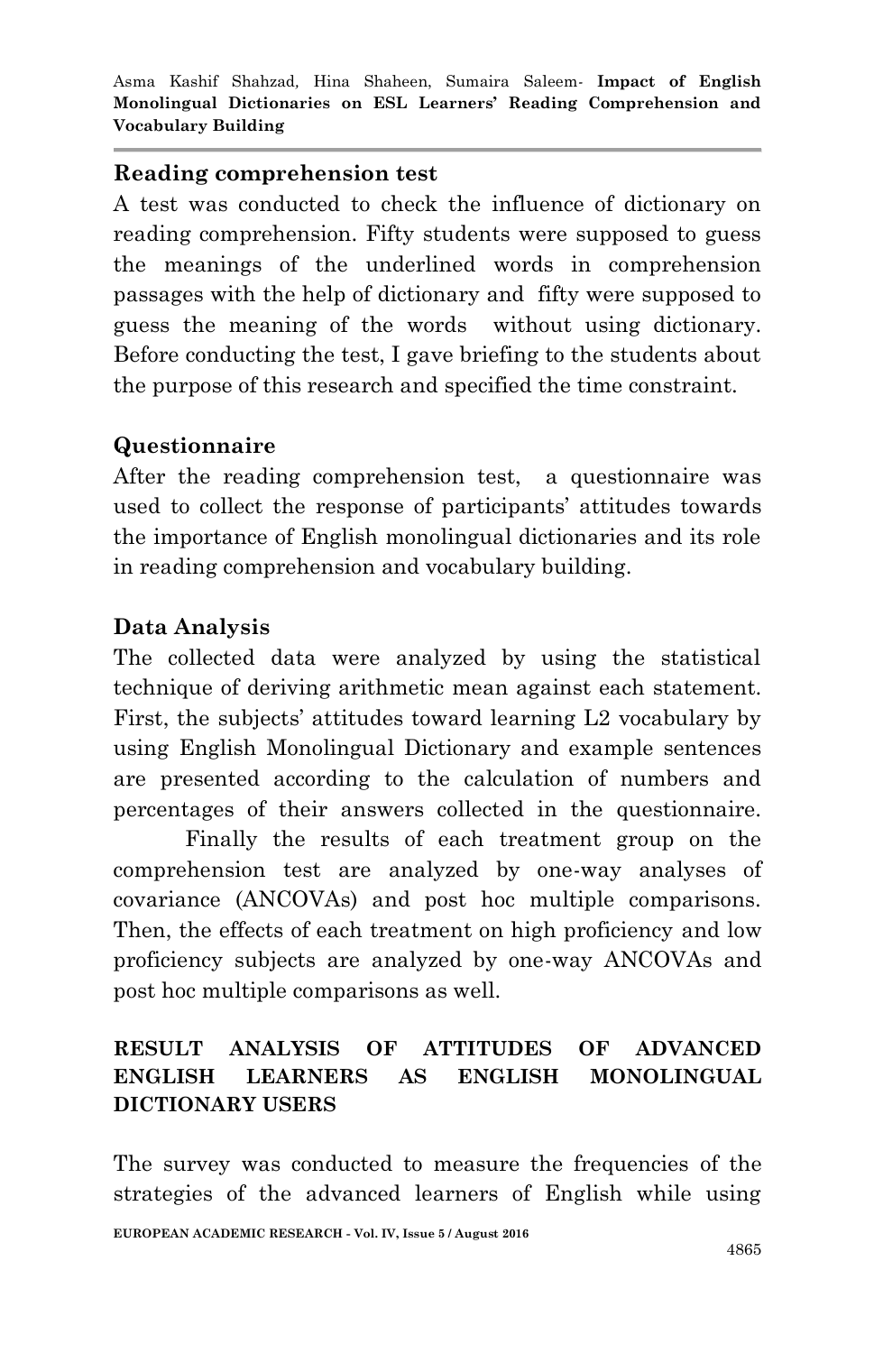**Reading comprehension test**

A test was conducted to check the influence of dictionary on reading comprehension. Fifty students were supposed to guess the meanings of the underlined words in comprehension passages with the help of dictionary and fifty were supposed to guess the meaning of the words without using dictionary. Before conducting the test, I gave briefing to the students about the purpose of this research and specified the time constraint.

**Questionnaire**

After the reading comprehension test, a questionnaire was used to collect the response of participants' attitudes towards the importance of English monolingual dictionaries and its role in reading comprehension and vocabulary building.

**Data Analysis**

The collected data were analyzed by using the statistical technique of deriving arithmetic mean against each statement. First, the subjects' attitudes toward learning L2 vocabulary by using English Monolingual Dictionary and example sentences are presented according to the calculation of numbers and percentages of their answers collected in the questionnaire.

Finally the results of each treatment group on the comprehension test are analyzed by one-way analyses of covariance (ANCOVAs) and post hoc multiple comparisons. Then, the effects of each treatment on high proficiency and low proficiency subjects are analyzed by one-way ANCOVAs and post hoc multiple comparisons as well.

**RESULT ANALYSIS OF ATTITUDES OF ADVANCED ENGLISH LEARNERS AS ENGLISH MONOLINGUAL DICTIONARY USERS**

The survey was conducted to measure the frequencies of the strategies of the advanced learners of English while using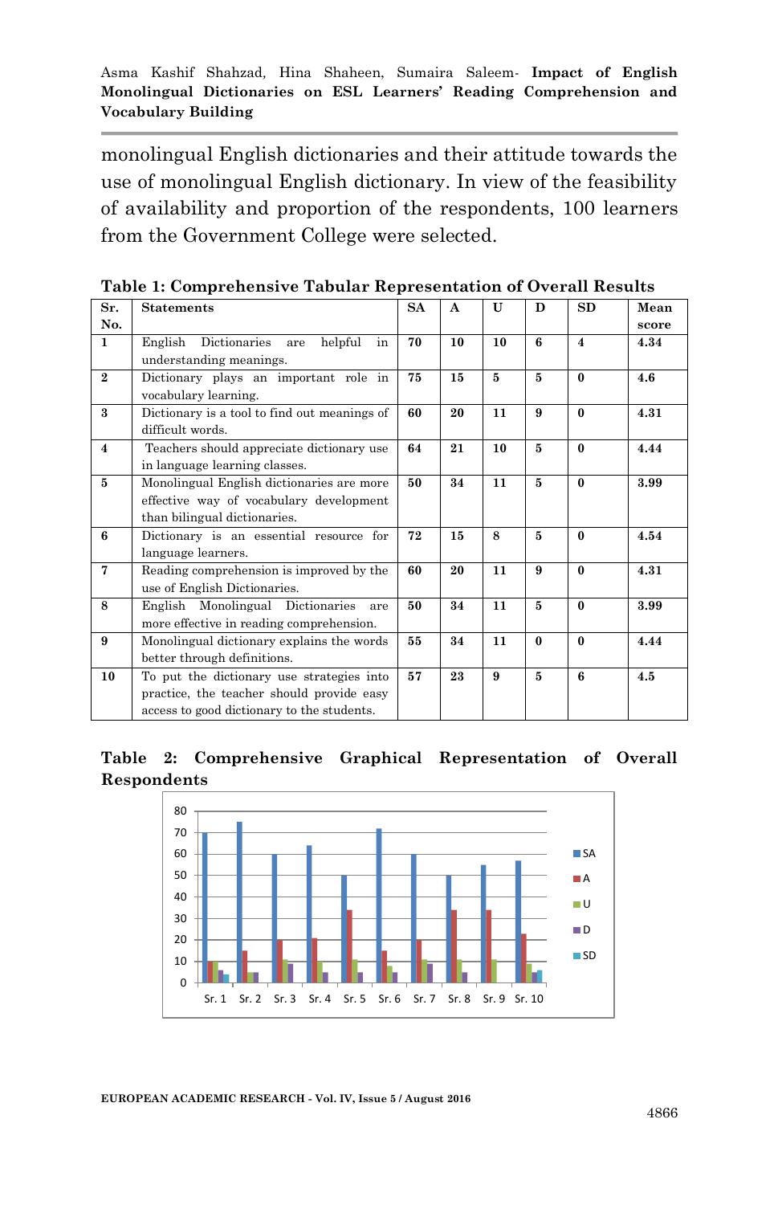monolingual English dictionaries and their attitude towards the use of monolingual English dictionary. In view of the feasibility of availability and proportion of the respondents, 100 learners from the Government College were selected.

**Table 1: Comprehensive Tabular Representation of Overall Results**

| Sr. No. | Statements | SA | A | U | D | SD | Mean score |
|---|---|---|---|---|---|---|---|
| 1 | English Dictionaries are helpful in understanding meanings. | 70 | 10 | 10 | 6 | 4 | 4.34 |
| 2 | Dictionary plays an important role in vocabulary learning. | 75 | 15 | 5 | 5 | 0 | 4.6 |
| 3 | Dictionary is a tool to find out meanings of difficult words. | 60 | 20 | 11 | 9 | 0 | 4.31 |
| 4 | Teachers should appreciate dictionary use in language learning classes. | 64 | 21 | 10 | 5 | 0 | 4.44 |
| 5 | Monolingual English dictionaries are more effective way of vocabulary development than bilingual dictionaries. | 50 | 34 | 11 | 5 | 0 | 3.99 |
| 6 | Dictionary is an essential resource for language learners. | 72 | 15 | 8 | 5 | 0 | 4.54 |
| 7 | Reading comprehension is improved by the use of English Dictionaries. | 60 | 20 | 11 | 9 | 0 | 4.31 |
| 8 | English Monolingual Dictionaries are more effective in reading comprehension. | 50 | 34 | 11 | 5 | 0 | 3.99 |
| 9 | Monolingual dictionary explains the words better through definitions. | 55 | 34 | 11 | 0 | 0 | 4.44 |
| 10 | To put the dictionary use strategies into practice, the teacher should provide easy access to good dictionary to the students. | 57 | 23 | 9 | 5 | 6 | 4.5 |

**Table 2: Comprehensive Graphical Representation of Overall Respondents**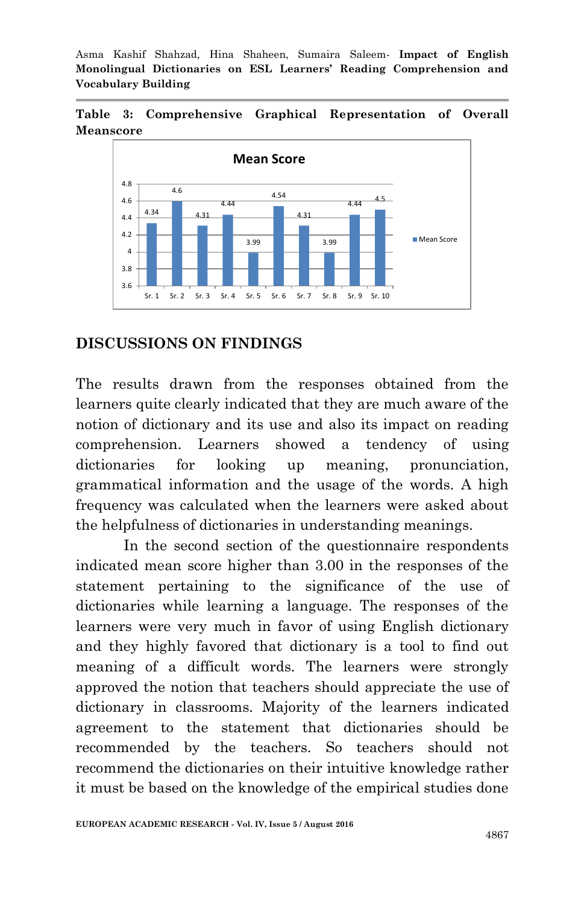**Table 3: Comprehensive Graphical Representation of Overall Meanscore**

| | Mean Score |
|---|---|
| Sr. 1 | 4.34 |
| Sr. 2 | 4.6 |
| Sr. 3 | 4.31 |
| Sr. 4 | 4.44 |
| Sr. 5 | 3.99 |
| Sr. 6 | 4.54 |
| Sr. 7 | 4.31 |
| Sr. 8 | 3.99 |
| Sr. 9 | 4.44 |
| Sr. 10 | 4.5 |

## DISCUSSIONS ON FINDINGS

The results drawn from the responses obtained from the learners quite clearly indicated that they are much aware of the notion of dictionary and its use and also its impact on reading comprehension. Learners showed a tendency of using dictionaries for looking up meaning, pronunciation, grammatical information and the usage of the words. A high frequency was calculated when the learners were asked about the helpfulness of dictionaries in understanding meanings.

In the second section of the questionnaire respondents indicated mean score higher than 3.00 in the responses of the statement pertaining to the significance of the use of dictionaries while learning a language. The responses of the learners were very much in favor of using English dictionary and they highly favored that dictionary is a tool to find out meaning of a difficult words. The learners were strongly approved the notion that teachers should appreciate the use of dictionary in classrooms. Majority of the learners indicated agreement to the statement that dictionaries should be recommended by the teachers. So teachers should not recommend the dictionaries on their intuitive knowledge rather it must be based on the knowledge of the empirical studies done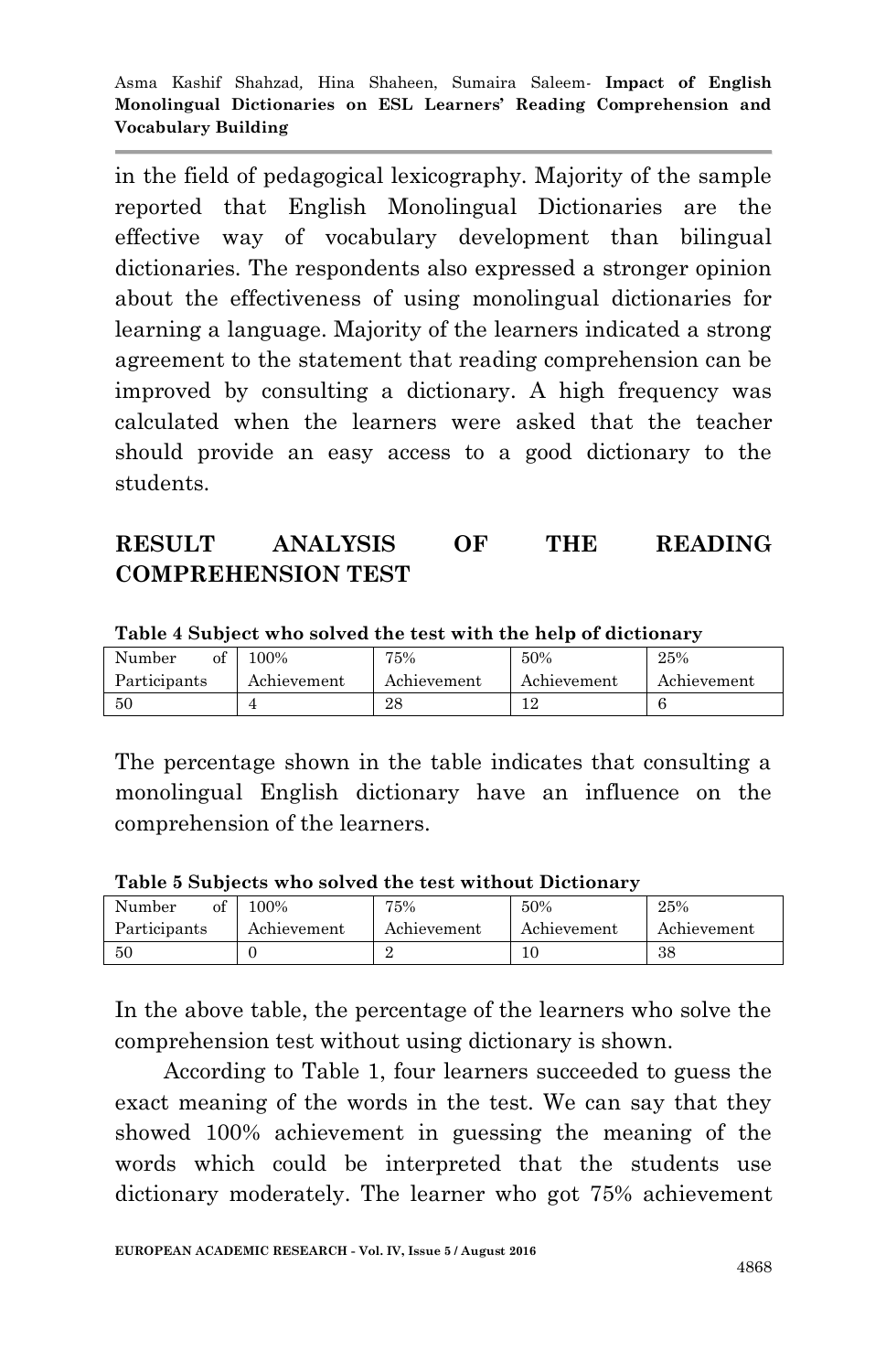in the field of pedagogical lexicography. Majority of the sample reported that English Monolingual Dictionaries are the effective way of vocabulary development than bilingual dictionaries. The respondents also expressed a stronger opinion about the effectiveness of using monolingual dictionaries for learning a language. Majority of the learners indicated a strong agreement to the statement that reading comprehension can be improved by consulting a dictionary. A high frequency was calculated when the learners were asked that the teacher should provide an easy access to a good dictionary to the students.

## RESULT ANALYSIS OF THE READING COMPREHENSION TEST

**Table 4 Subject who solved the test with the help of dictionary**

| Number of Participants | 100% Achievement | 75% Achievement | 50% Achievement | 25% Achievement |
|---|---|---|---|---|
| 50 | 4 | 28 | 12 | 6 |

The percentage shown in the table indicates that consulting a monolingual English dictionary have an influence on the comprehension of the learners.

**Table 5 Subjects who solved the test without Dictionary**

| Number of Participants | 100% Achievement | 75% Achievement | 50% Achievement | 25% Achievement |
|---|---|---|---|---|
| 50 | 0 | 2 | 10 | 38 |

In the above table, the percentage of the learners who solve the comprehension test without using dictionary is shown.

According to Table 1, four learners succeeded to guess the exact meaning of the words in the test. We can say that they showed 100% achievement in guessing the meaning of the words which could be interpreted that the students use dictionary moderately. The learner who got 75% achievement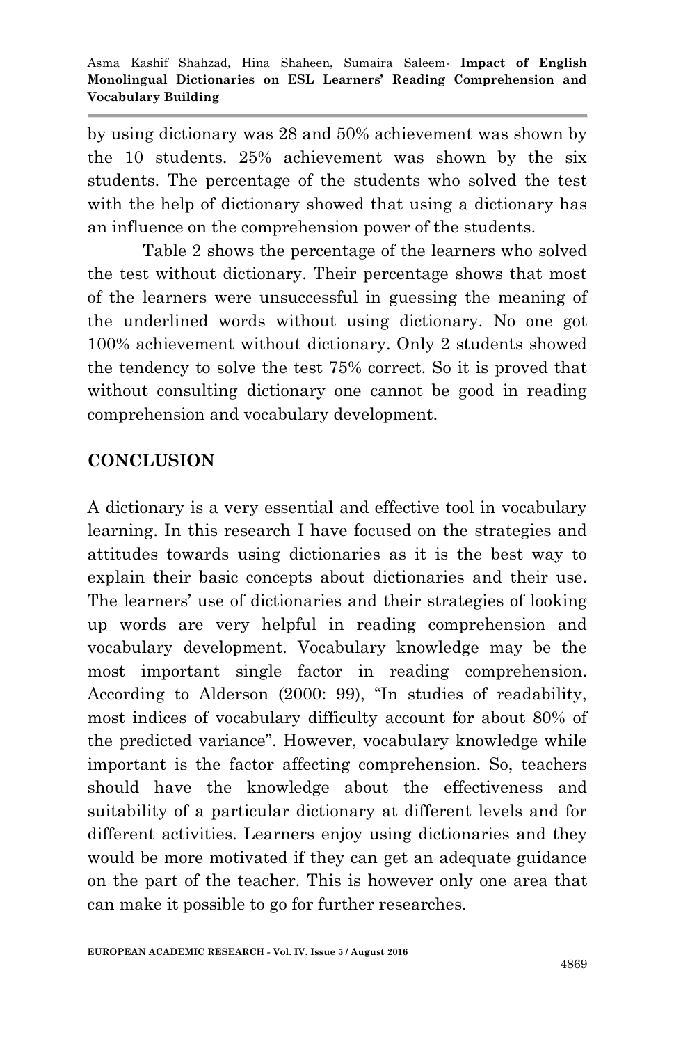by using dictionary was 28 and 50% achievement was shown by the 10 students. 25% achievement was shown by the six students. The percentage of the students who solved the test with the help of dictionary showed that using a dictionary has an influence on the comprehension power of the students.

Table 2 shows the percentage of the learners who solved the test without dictionary. Their percentage shows that most of the learners were unsuccessful in guessing the meaning of the underlined words without using dictionary. No one got 100% achievement without dictionary. Only 2 students showed the tendency to solve the test 75% correct. So it is proved that without consulting dictionary one cannot be good in reading comprehension and vocabulary development.

## CONCLUSION

A dictionary is a very essential and effective tool in vocabulary learning. In this research I have focused on the strategies and attitudes towards using dictionaries as it is the best way to explain their basic concepts about dictionaries and their use. The learners' use of dictionaries and their strategies of looking up words are very helpful in reading comprehension and vocabulary development. Vocabulary knowledge may be the most important single factor in reading comprehension. According to Alderson (2000: 99), "In studies of readability, most indices of vocabulary difficulty account for about 80% of the predicted variance". However, vocabulary knowledge while important is the factor affecting comprehension. So, teachers should have the knowledge about the effectiveness and suitability of a particular dictionary at different levels and for different activities. Learners enjoy using dictionaries and they would be more motivated if they can get an adequate guidance on the part of the teacher. This is however only one area that can make it possible to go for further researches.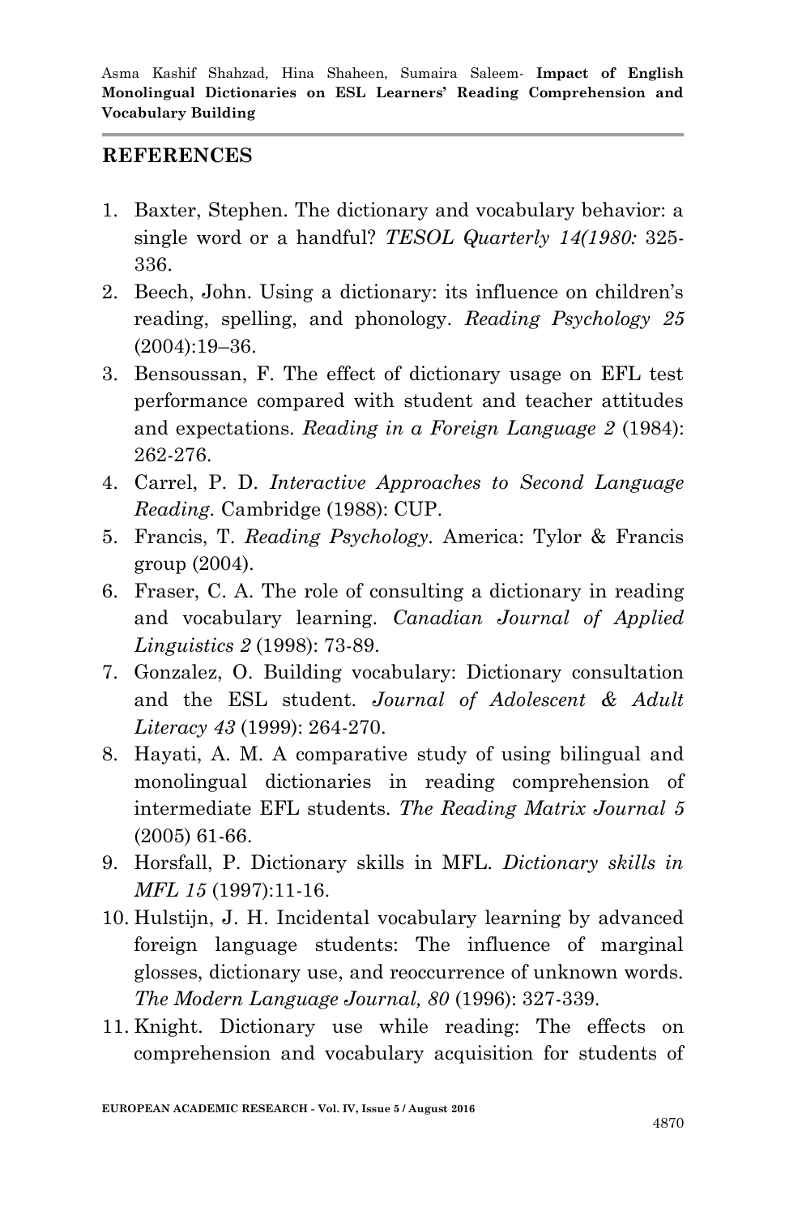## REFERENCES

1. Baxter, Stephen. The dictionary and vocabulary behavior: a single word or a handful? *TESOL Quarterly 14(1980:* 325-336.
2. Beech, John. Using a dictionary: its influence on children's reading, spelling, and phonology. *Reading Psychology 25* (2004):19–36.
3. Bensoussan, F. The effect of dictionary usage on EFL test performance compared with student and teacher attitudes and expectations. *Reading in a Foreign Language 2* (1984): 262-276.
4. Carrel, P. D. *Interactive Approaches to Second Language Reading.* Cambridge (1988): CUP.
5. Francis, T. *Reading Psychology.* America: Tylor & Francis group (2004).
6. Fraser, C. A. The role of consulting a dictionary in reading and vocabulary learning. *Canadian Journal of Applied Linguistics 2* (1998): 73-89.
7. Gonzalez, O. Building vocabulary: Dictionary consultation and the ESL student. *Journal of Adolescent & Adult Literacy 43* (1999): 264-270.
8. Hayati, A. M. A comparative study of using bilingual and monolingual dictionaries in reading comprehension of intermediate EFL students. *The Reading Matrix Journal 5* (2005) 61-66.
9. Horsfall, P. Dictionary skills in MFL. *Dictionary skills in MFL 15* (1997):11-16.
10. Hulstijn, J. H. Incidental vocabulary learning by advanced foreign language students: The influence of marginal glosses, dictionary use, and reoccurrence of unknown words. *The Modern Language Journal, 80* (1996): 327-339.
11. Knight. Dictionary use while reading: The effects on comprehension and vocabulary acquisition for students of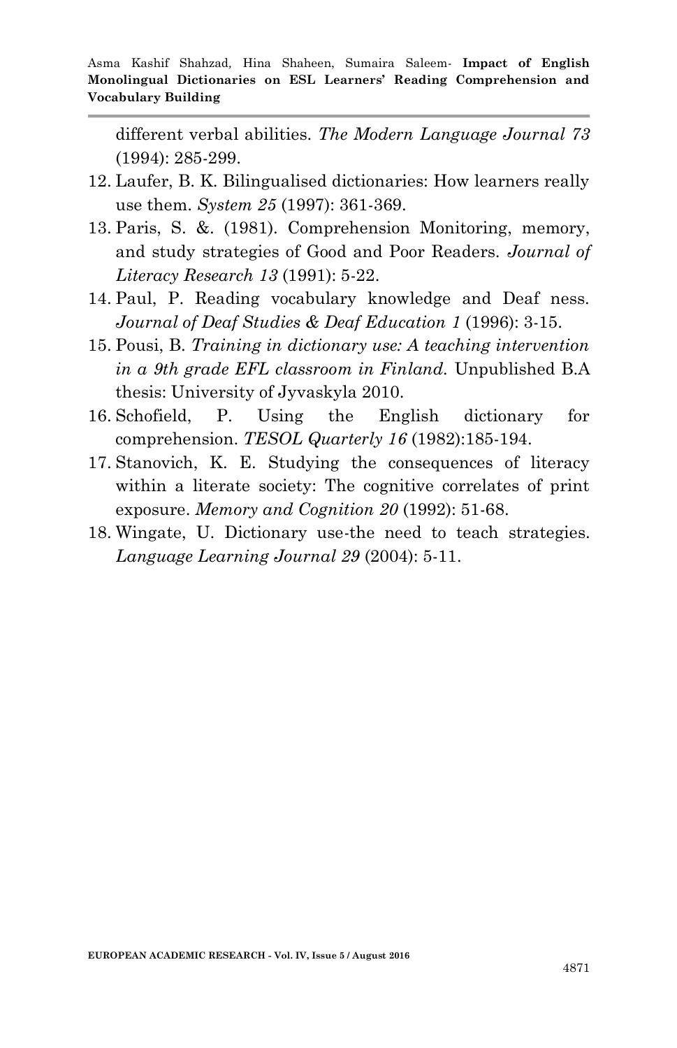different verbal abilities. *The Modern Language Journal 73* (1994): 285-299.

12. Laufer, B. K. Bilingualised dictionaries: How learners really use them. *System 25* (1997): 361-369.
13. Paris, S. &. (1981). Comprehension Monitoring, memory, and study strategies of Good and Poor Readers. *Journal of Literacy Research 13* (1991): 5-22.
14. Paul, P. Reading vocabulary knowledge and Deaf ness. *Journal of Deaf Studies & Deaf Education 1* (1996): 3-15.
15. Pousi, B. *Training in dictionary use: A teaching intervention in a 9th grade EFL classroom in Finland.* Unpublished B.A thesis: University of Jyvaskyla 2010.
16. Schofield, P. Using the English dictionary for comprehension. *TESOL Quarterly 16* (1982):185-194.
17. Stanovich, K. E. Studying the consequences of literacy within a literate society: The cognitive correlates of print exposure. *Memory and Cognition 20* (1992): 51-68.
18. Wingate, U. Dictionary use-the need to teach strategies. *Language Learning Journal 29* (2004): 5-11.